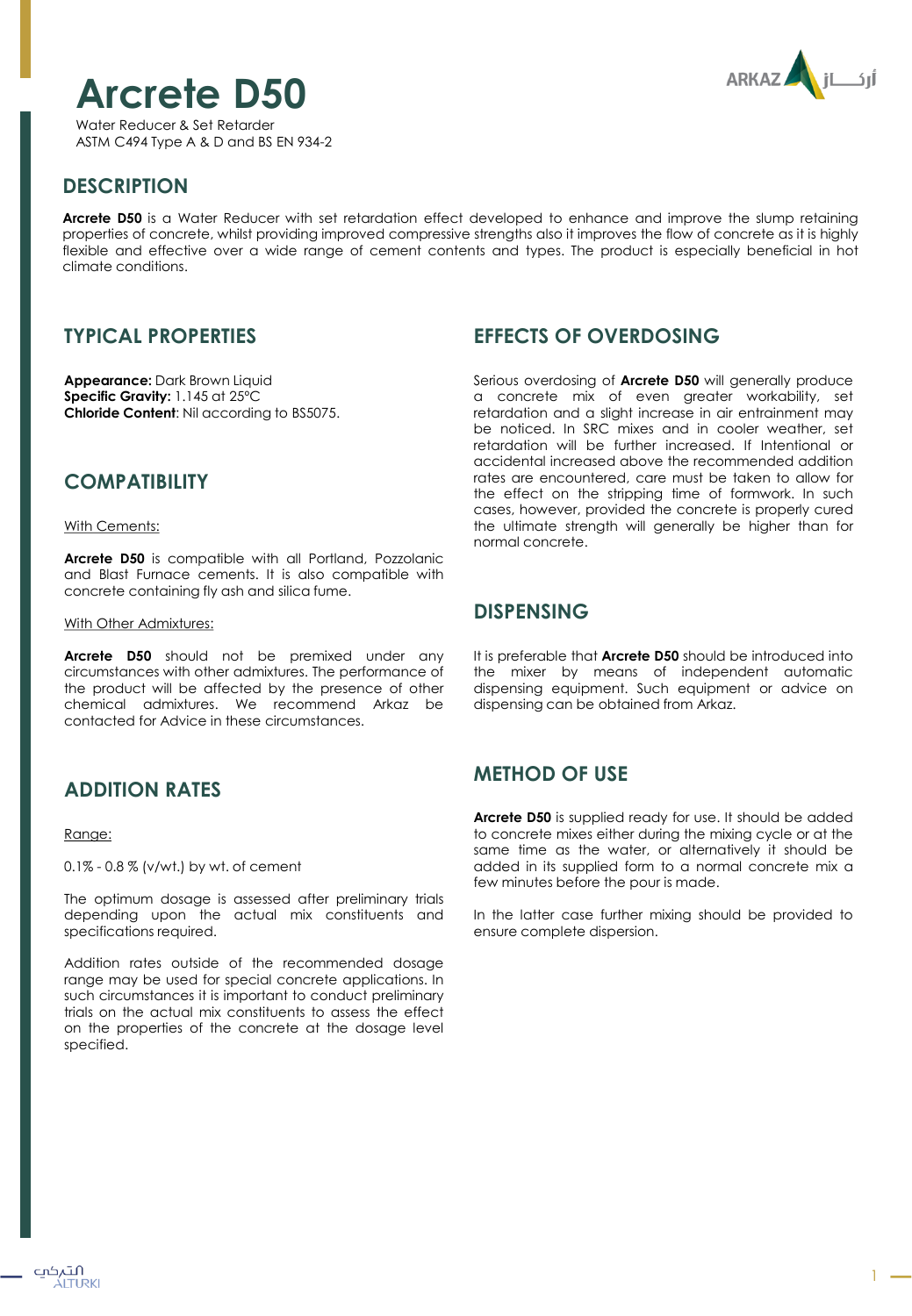# Arcrete D50

Water Reducer & Set Retarder
ASTM C494 Type A & D and BS EN 934-2

## DESCRIPTION

**Arcrete D50** is a Water Reducer with set retardation effect developed to enhance and improve the slump retaining properties of concrete, whilst providing improved compressive strengths also it improves the flow of concrete as it is highly flexible and effective over a wide range of cement contents and types. The product is especially beneficial in hot climate conditions.

## TYPICAL PROPERTIES

**Appearance:** Dark Brown Liquid
**Specific Gravity:** 1.145 at 25°C
**Chloride Content**: Nil according to BS5075.

## COMPATIBILITY

With Cements:

**Arcrete D50** is compatible with all Portland, Pozzolanic and Blast Furnace cements. It is also compatible with concrete containing fly ash and silica fume.

With Other Admixtures:

**Arcrete D50** should not be premixed under any circumstances with other admixtures. The performance of the product will be affected by the presence of other chemical admixtures. We recommend Arkaz be contacted for Advice in these circumstances.

## ADDITION RATES

Range:

0.1% - 0.8 % (v/wt.) by wt. of cement

The optimum dosage is assessed after preliminary trials depending upon the actual mix constituents and specifications required.

Addition rates outside of the recommended dosage range may be used for special concrete applications. In such circumstances it is important to conduct preliminary trials on the actual mix constituents to assess the effect on the properties of the concrete at the dosage level specified.

## EFFECTS OF OVERDOSING

Serious overdosing of **Arcrete D50** will generally produce a concrete mix of even greater workability, set retardation and a slight increase in air entrainment may be noticed. In SRC mixes and in cooler weather, set retardation will be further increased. If Intentional or accidental increased above the recommended addition rates are encountered, care must be taken to allow for the effect on the stripping time of formwork. In such cases, however, provided the concrete is properly cured the ultimate strength will generally be higher than for normal concrete.

## DISPENSING

It is preferable that **Arcrete D50** should be introduced into the mixer by means of independent automatic dispensing equipment. Such equipment or advice on dispensing can be obtained from Arkaz.

## METHOD OF USE

**Arcrete D50** is supplied ready for use. It should be added to concrete mixes either during the mixing cycle or at the same time as the water, or alternatively it should be added in its supplied form to a normal concrete mix a few minutes before the pour is made.

In the latter case further mixing should be provided to ensure complete dispersion.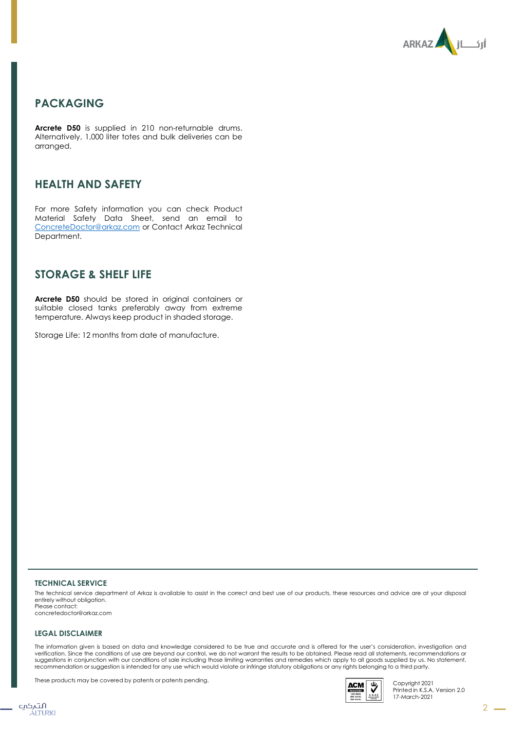## PACKAGING

**Arcrete D50** is supplied in 210 non-returnable drums. Alternatively, 1,000 liter totes and bulk deliveries can be arranged.

## HEALTH AND SAFETY

For more Safety information you can check Product Material Safety Data Sheet, send an email to ConcreteDoctor@arkaz.com or Contact Arkaz Technical Department.

## STORAGE & SHELF LIFE

**Arcrete D50** should be stored in original containers or suitable closed tanks preferably away from extreme temperature. Always keep product in shaded storage.

Storage Life: 12 months from date of manufacture.

### TECHNICAL SERVICE

The technical service department of Arkaz is available to assist in the correct and best use of our products, these resources and advice are at your disposal entirely without obligation.
Please contact:
concretedoctor@arkaz.com

### LEGAL DISCLAIMER

The information given is based on data and knowledge considered to be true and accurate and is offered for the user's consideration, investigation and verification. Since the conditions of use are beyond our control, we do not warrant the results to be obtained. Please read all statements, recommendations or suggestions in conjunction with our conditions of sale including those limiting warranties and remedies which apply to all goods supplied by us. No statement, recommendation or suggestion is intended for any use which would violate or infringe statutory obligations or any rights belonging to a third party.

These products may be covered by patents or patents pending.

Copyright 2021
Printed in K.S.A. Version 2.0
17-March-2021